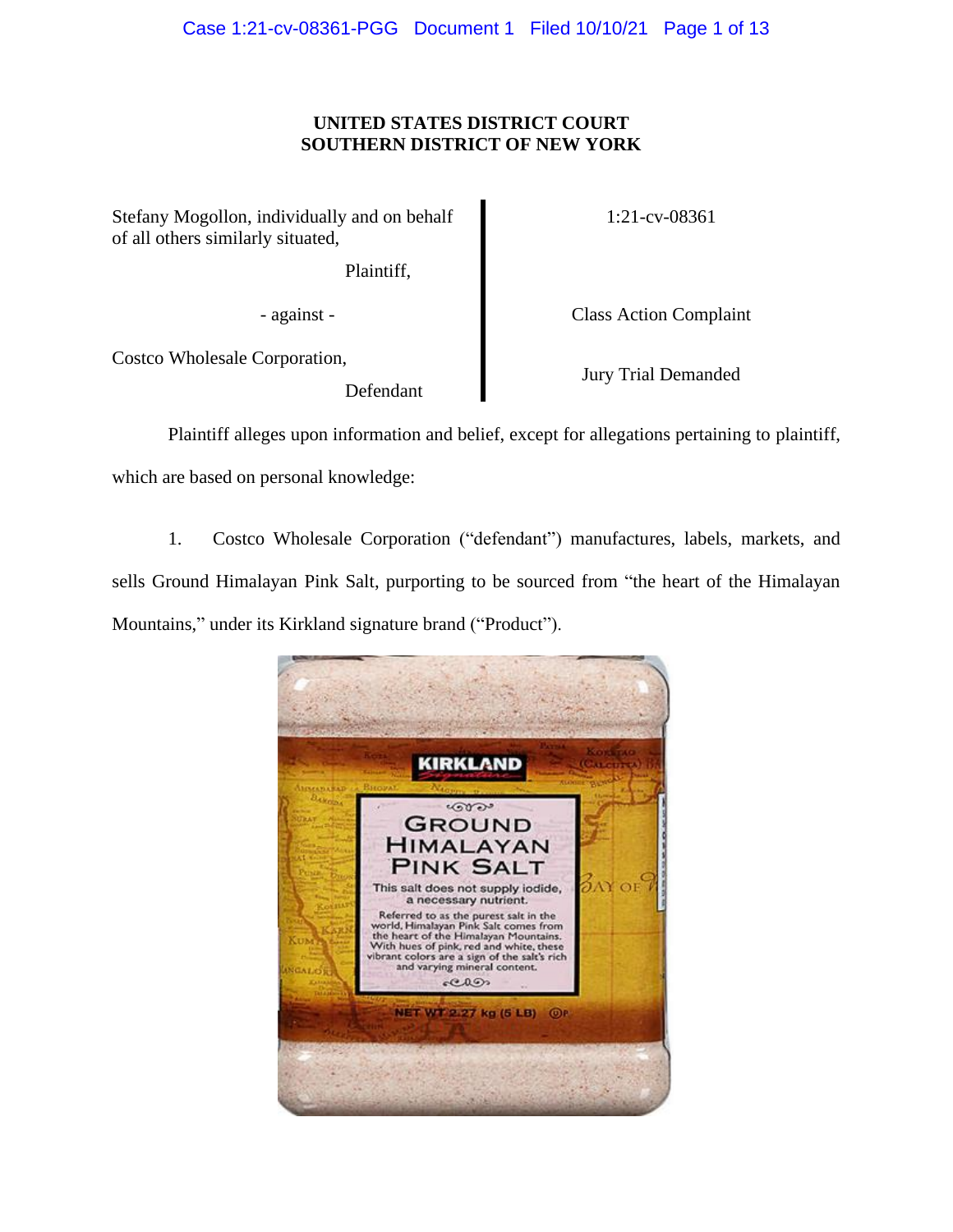**UNITED STATES DISTRICT COURT**
**SOUTHERN DISTRICT OF NEW YORK**

| | |
|---|---|
| Stefany Mogollon, individually and on behalf of all others similarly situated, Plaintiff, | 1:21-cv-08361 |
| - against - | Class Action Complaint |
| Costco Wholesale Corporation, Defendant | Jury Trial Demanded |

Plaintiff alleges upon information and belief, except for allegations pertaining to plaintiff, which are based on personal knowledge:

1. Costco Wholesale Corporation ("defendant") manufactures, labels, markets, and sells Ground Himalayan Pink Salt, purporting to be sourced from "the heart of the Himalayan Mountains," under its Kirkland signature brand ("Product").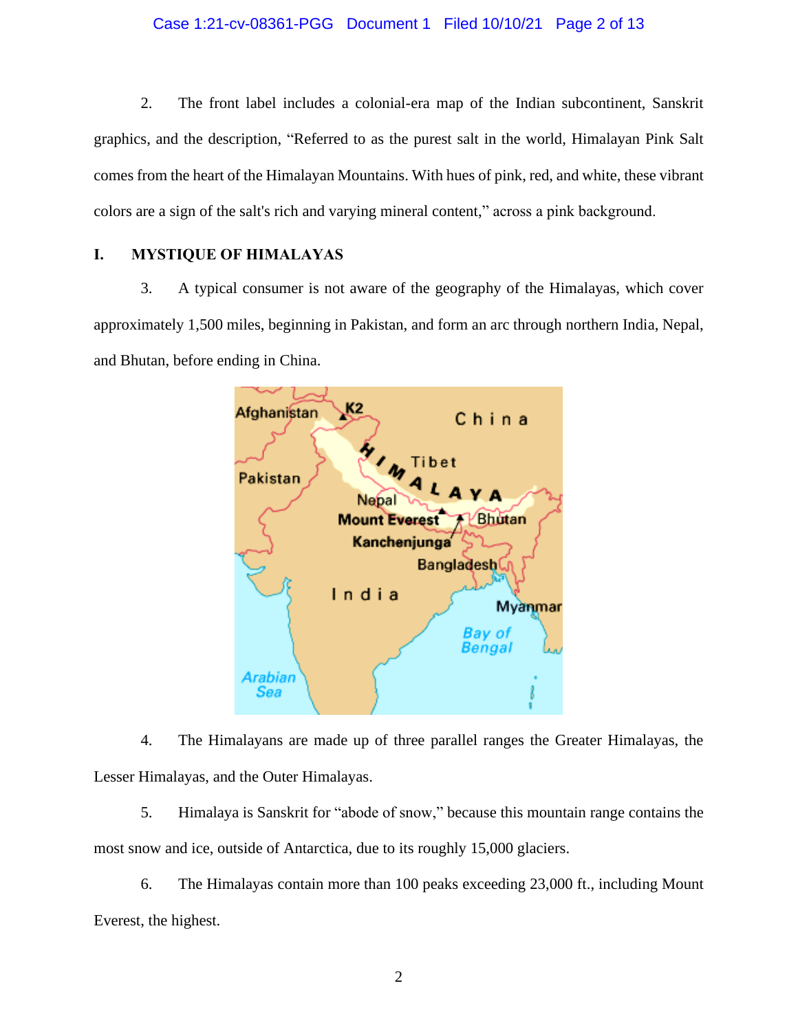2. The front label includes a colonial-era map of the Indian subcontinent, Sanskrit graphics, and the description, "Referred to as the purest salt in the world, Himalayan Pink Salt comes from the heart of the Himalayan Mountains. With hues of pink, red, and white, these vibrant colors are a sign of the salt's rich and varying mineral content," across a pink background.

## I. MYSTIQUE OF HIMALAYAS

3. A typical consumer is not aware of the geography of the Himalayas, which cover approximately 1,500 miles, beginning in Pakistan, and form an arc through northern India, Nepal, and Bhutan, before ending in China.

4. The Himalayans are made up of three parallel ranges the Greater Himalayas, the Lesser Himalayas, and the Outer Himalayas.

5. Himalaya is Sanskrit for "abode of snow," because this mountain range contains the most snow and ice, outside of Antarctica, due to its roughly 15,000 glaciers.

6. The Himalayas contain more than 100 peaks exceeding 23,000 ft., including Mount Everest, the highest.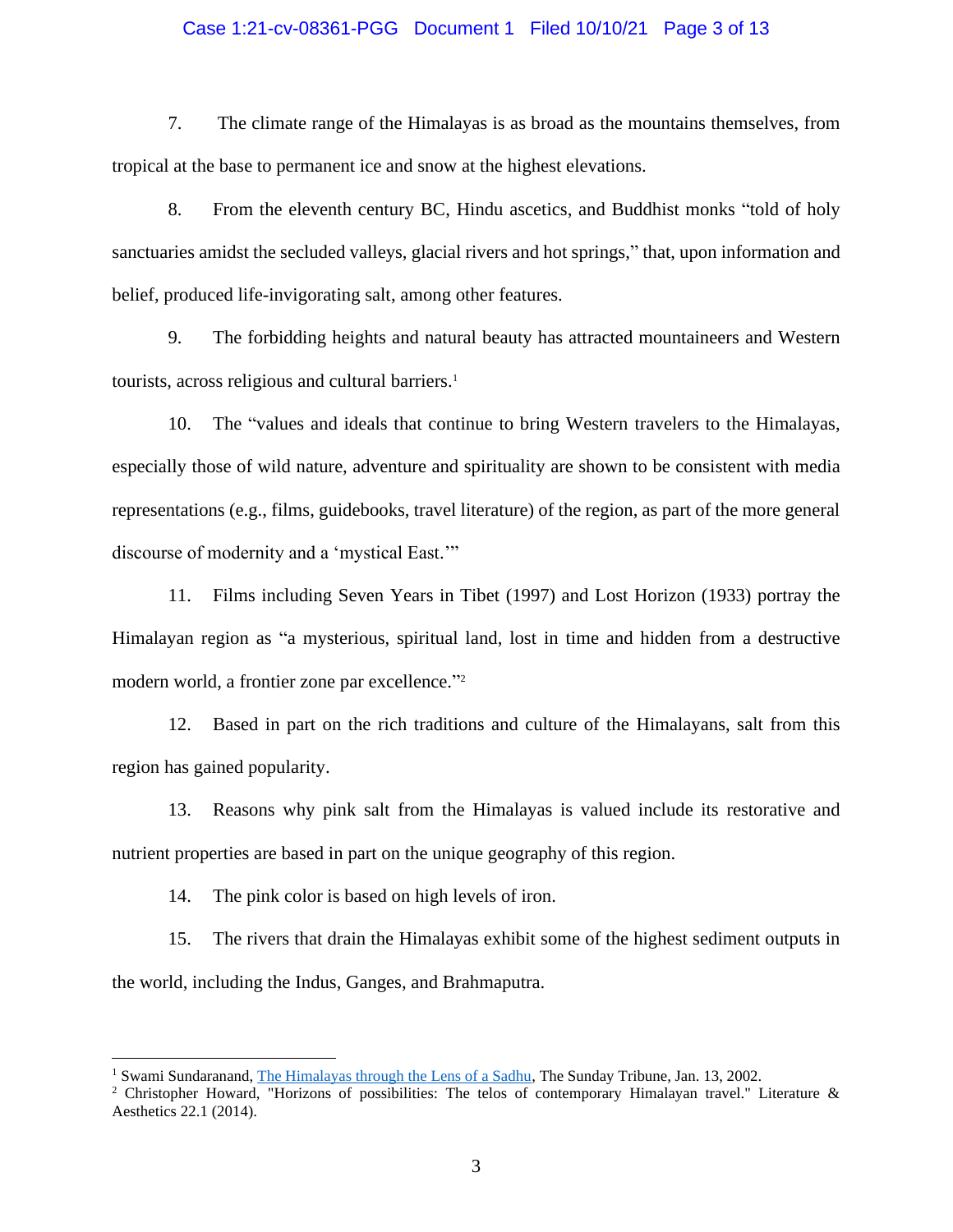7. The climate range of the Himalayas is as broad as the mountains themselves, from tropical at the base to permanent ice and snow at the highest elevations.

8. From the eleventh century BC, Hindu ascetics, and Buddhist monks "told of holy sanctuaries amidst the secluded valleys, glacial rivers and hot springs," that, upon information and belief, produced life-invigorating salt, among other features.

9. The forbidding heights and natural beauty has attracted mountaineers and Western tourists, across religious and cultural barriers.[1]

10. The "values and ideals that continue to bring Western travelers to the Himalayas, especially those of wild nature, adventure and spirituality are shown to be consistent with media representations (e.g., films, guidebooks, travel literature) of the region, as part of the more general discourse of modernity and a 'mystical East.'"

11. Films including Seven Years in Tibet (1997) and Lost Horizon (1933) portray the Himalayan region as "a mysterious, spiritual land, lost in time and hidden from a destructive modern world, a frontier zone par excellence."[2]

12. Based in part on the rich traditions and culture of the Himalayans, salt from this region has gained popularity.

13. Reasons why pink salt from the Himalayas is valued include its restorative and nutrient properties are based in part on the unique geography of this region.

14. The pink color is based on high levels of iron.

15. The rivers that drain the Himalayas exhibit some of the highest sediment outputs in the world, including the Indus, Ganges, and Brahmaputra.

---

[1] Swami Sundaranand, The Himalayas through the Lens of a Sadhu, The Sunday Tribune, Jan. 13, 2002.

[2] Christopher Howard, "Horizons of possibilities: The telos of contemporary Himalayan travel." Literature & Aesthetics 22.1 (2014).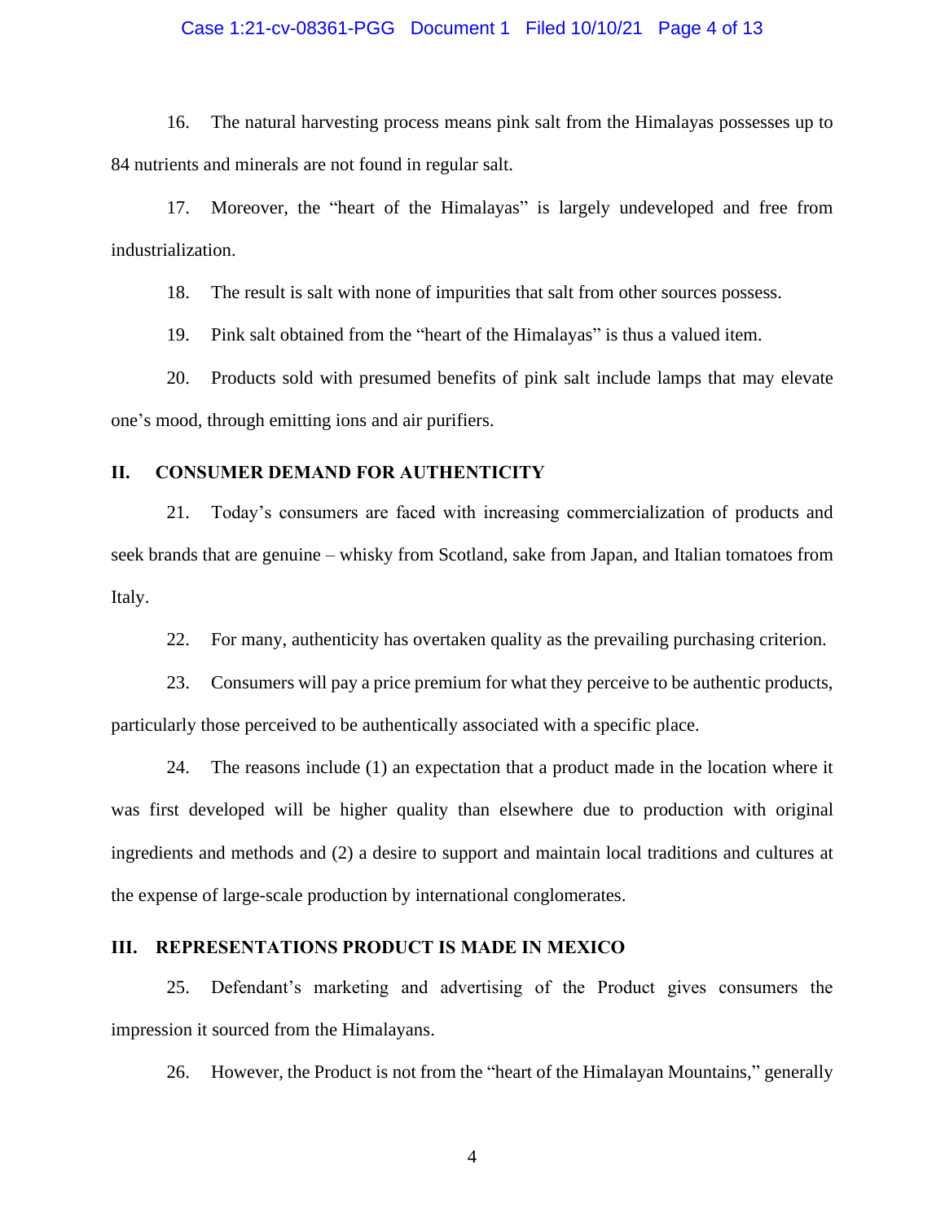16. The natural harvesting process means pink salt from the Himalayas possesses up to 84 nutrients and minerals are not found in regular salt.

17. Moreover, the "heart of the Himalayas" is largely undeveloped and free from industrialization.

18. The result is salt with none of impurities that salt from other sources possess.

19. Pink salt obtained from the "heart of the Himalayas" is thus a valued item.

20. Products sold with presumed benefits of pink salt include lamps that may elevate one's mood, through emitting ions and air purifiers.

## II. CONSUMER DEMAND FOR AUTHENTICITY

21. Today's consumers are faced with increasing commercialization of products and seek brands that are genuine – whisky from Scotland, sake from Japan, and Italian tomatoes from Italy.

22. For many, authenticity has overtaken quality as the prevailing purchasing criterion.

23. Consumers will pay a price premium for what they perceive to be authentic products, particularly those perceived to be authentically associated with a specific place.

24. The reasons include (1) an expectation that a product made in the location where it was first developed will be higher quality than elsewhere due to production with original ingredients and methods and (2) a desire to support and maintain local traditions and cultures at the expense of large-scale production by international conglomerates.

## III. REPRESENTATIONS PRODUCT IS MADE IN MEXICO

25. Defendant's marketing and advertising of the Product gives consumers the impression it sourced from the Himalayans.

26. However, the Product is not from the "heart of the Himalayan Mountains," generally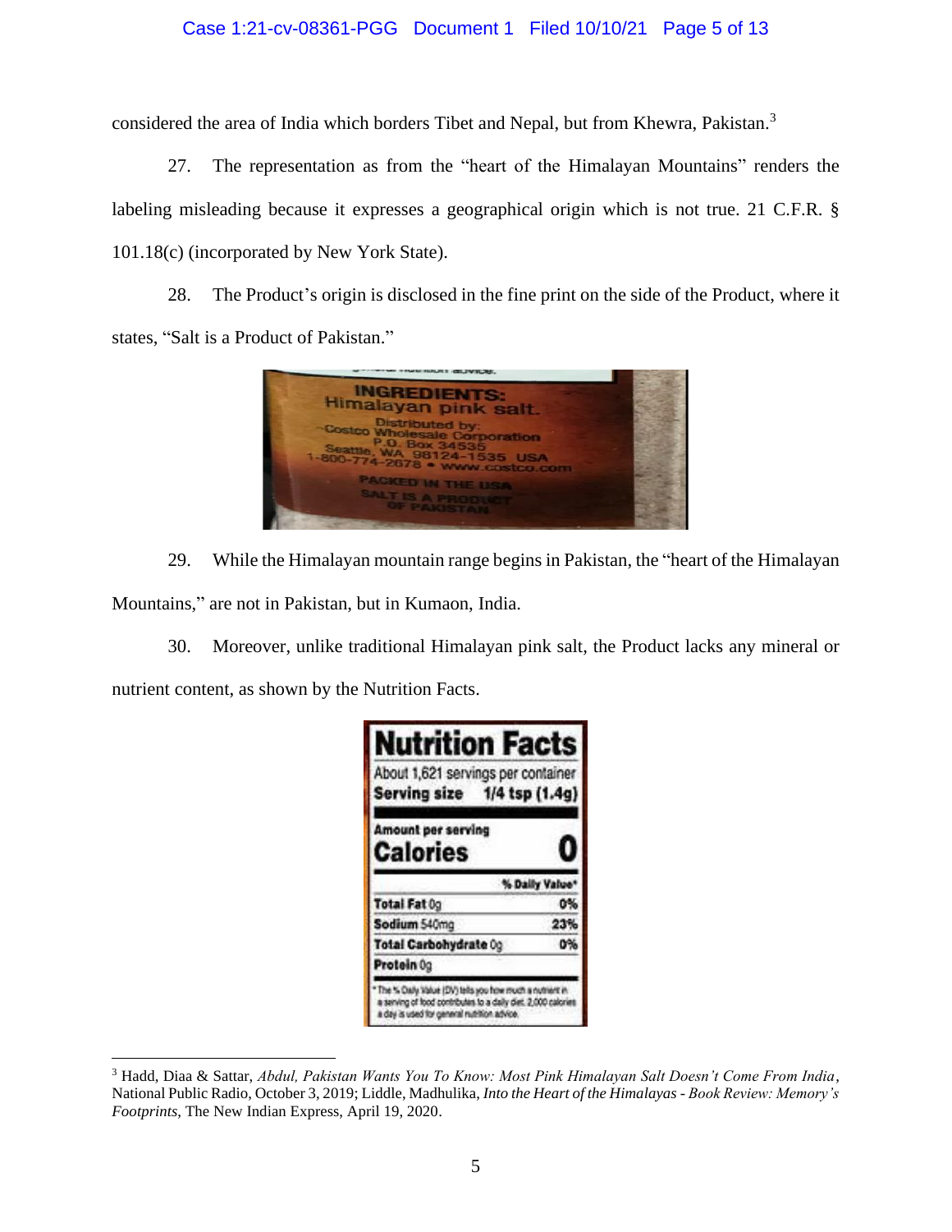considered the area of India which borders Tibet and Nepal, but from Khewra, Pakistan.[3]

27. The representation as from the "heart of the Himalayan Mountains" renders the labeling misleading because it expresses a geographical origin which is not true. 21 C.F.R. § 101.18(c) (incorporated by New York State).

28. The Product's origin is disclosed in the fine print on the side of the Product, where it states, "Salt is a Product of Pakistan."

INGREDIENTS: Himalayan pink salt. Distributed by: Costco Wholesale Corporation P.O. Box 34535 Seattle, WA 98124-1535 USA 1-800-774-2678 • www.costco.com PACKED IN THE USA SALT IS A PRODUCT OF PAKISTAN

29. While the Himalayan mountain range begins in Pakistan, the "heart of the Himalayan Mountains," are not in Pakistan, but in Kumaon, India.

30. Moreover, unlike traditional Himalayan pink salt, the Product lacks any mineral or nutrient content, as shown by the Nutrition Facts.

**Nutrition Facts**

About 1,621 servings per container

**Serving size 1/4 tsp (1.4g)**

| Amount per serving | |
|---|---|
| **Calories** | **0** |
| | **% Daily Value*** |
| **Total Fat** 0g | 0% |
| **Sodium** 540mg | 23% |
| **Total Carbohydrate** 0g | 0% |
| **Protein** 0g | |

*The % Daily Value (DV) tells you how much a nutrient in a serving of food contributes to a daily diet. 2,000 calories a day is used for general nutrition advice.

---

[3] Hadd, Diaa & Sattar, *Abdul, Pakistan Wants You To Know: Most Pink Himalayan Salt Doesn't Come From India*, National Public Radio, October 3, 2019; Liddle, Madhulika, *Into the Heart of the Himalayas - Book Review: Memory's Footprints*, The New Indian Express, April 19, 2020.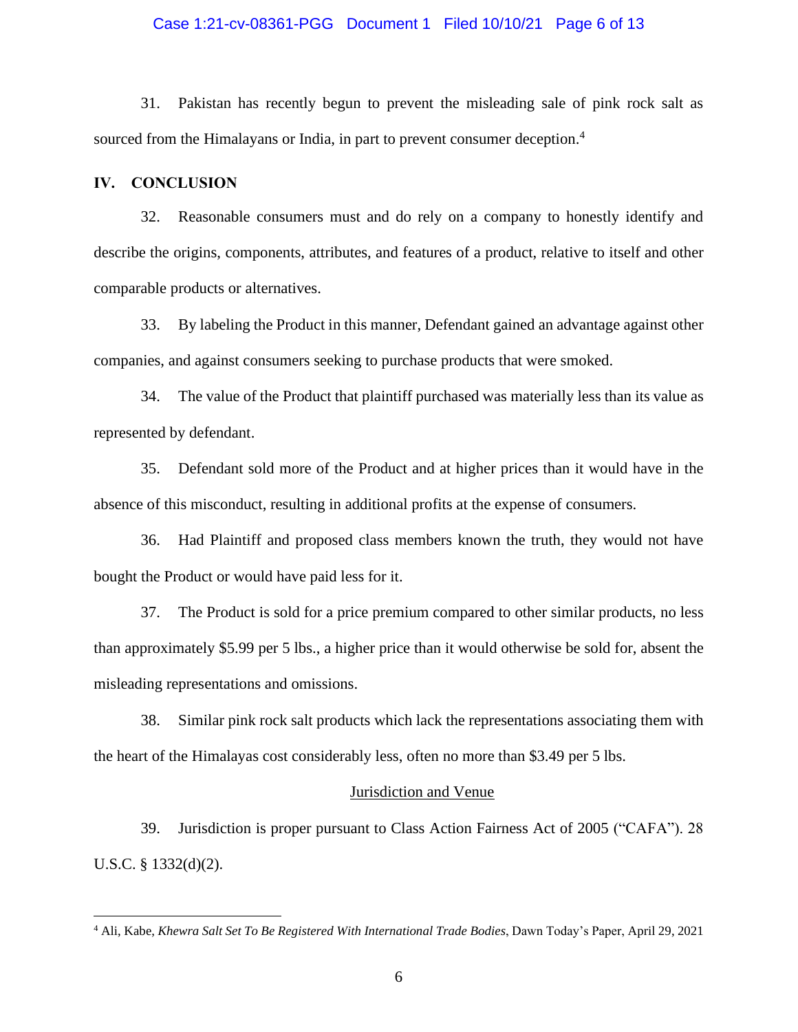31. Pakistan has recently begun to prevent the misleading sale of pink rock salt as sourced from the Himalayans or India, in part to prevent consumer deception.[4]

## IV. CONCLUSION

32. Reasonable consumers must and do rely on a company to honestly identify and describe the origins, components, attributes, and features of a product, relative to itself and other comparable products or alternatives.

33. By labeling the Product in this manner, Defendant gained an advantage against other companies, and against consumers seeking to purchase products that were smoked.

34. The value of the Product that plaintiff purchased was materially less than its value as represented by defendant.

35. Defendant sold more of the Product and at higher prices than it would have in the absence of this misconduct, resulting in additional profits at the expense of consumers.

36. Had Plaintiff and proposed class members known the truth, they would not have bought the Product or would have paid less for it.

37. The Product is sold for a price premium compared to other similar products, no less than approximately $5.99 per 5 lbs., a higher price than it would otherwise be sold for, absent the misleading representations and omissions.

38. Similar pink rock salt products which lack the representations associating them with the heart of the Himalayas cost considerably less, often no more than $3.49 per 5 lbs.

<u>Jurisdiction and Venue</u>

39. Jurisdiction is proper pursuant to Class Action Fairness Act of 2005 ("CAFA"). 28 U.S.C. § 1332(d)(2).

---

[4] Ali, Kabe, *Khewra Salt Set To Be Registered With International Trade Bodies*, Dawn Today's Paper, April 29, 2021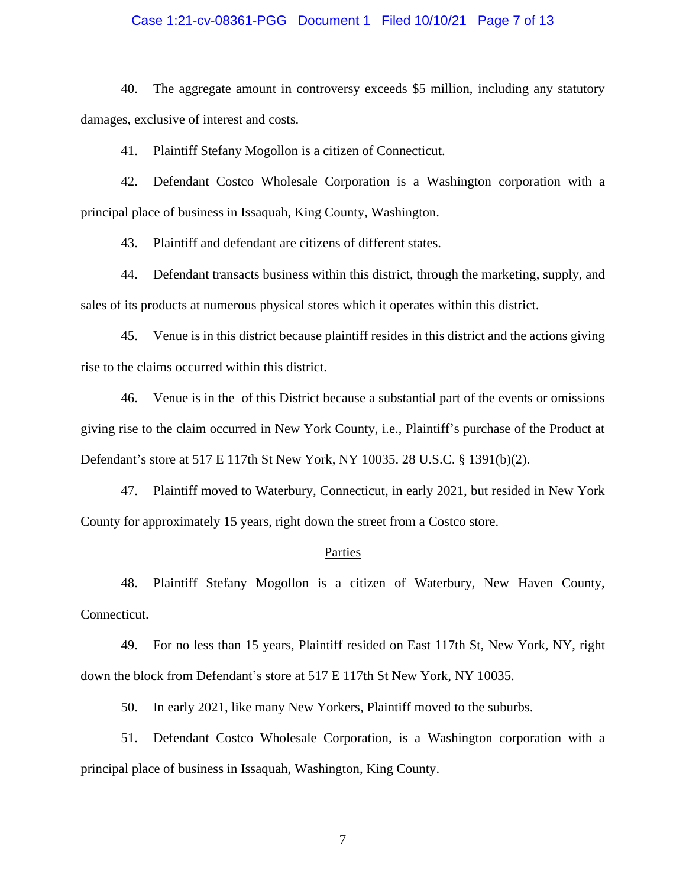40. The aggregate amount in controversy exceeds $5 million, including any statutory damages, exclusive of interest and costs.

41. Plaintiff Stefany Mogollon is a citizen of Connecticut.

42. Defendant Costco Wholesale Corporation is a Washington corporation with a principal place of business in Issaquah, King County, Washington.

43. Plaintiff and defendant are citizens of different states.

44. Defendant transacts business within this district, through the marketing, supply, and sales of its products at numerous physical stores which it operates within this district.

45. Venue is in this district because plaintiff resides in this district and the actions giving rise to the claims occurred within this district.

46. Venue is in the  of this District because a substantial part of the events or omissions giving rise to the claim occurred in New York County, i.e., Plaintiff's purchase of the Product at Defendant's store at 517 E 117th St New York, NY 10035. 28 U.S.C. § 1391(b)(2).

47. Plaintiff moved to Waterbury, Connecticut, in early 2021, but resided in New York County for approximately 15 years, right down the street from a Costco store.

## Parties

48. Plaintiff Stefany Mogollon is a citizen of Waterbury, New Haven County, Connecticut.

49. For no less than 15 years, Plaintiff resided on East 117th St, New York, NY, right down the block from Defendant's store at 517 E 117th St New York, NY 10035.

50. In early 2021, like many New Yorkers, Plaintiff moved to the suburbs.

51. Defendant Costco Wholesale Corporation, is a Washington corporation with a principal place of business in Issaquah, Washington, King County.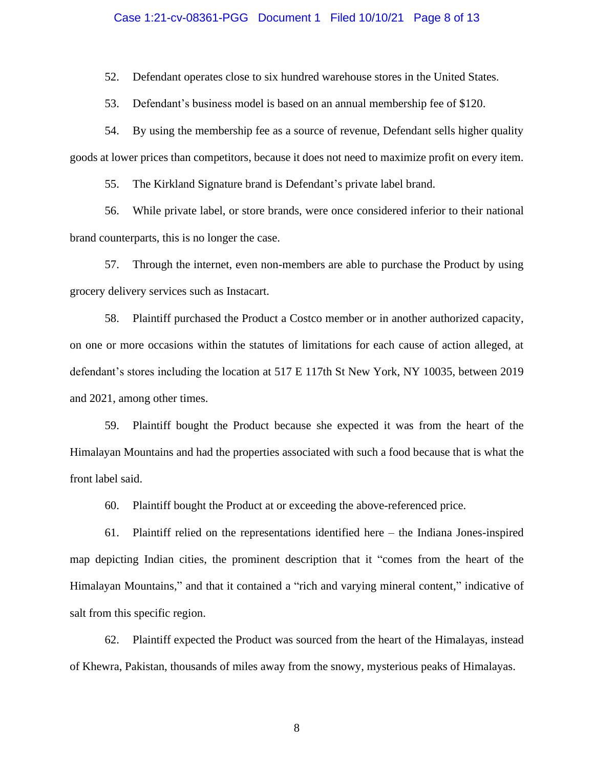52. Defendant operates close to six hundred warehouse stores in the United States.

53. Defendant's business model is based on an annual membership fee of $120.

54. By using the membership fee as a source of revenue, Defendant sells higher quality goods at lower prices than competitors, because it does not need to maximize profit on every item.

55. The Kirkland Signature brand is Defendant's private label brand.

56. While private label, or store brands, were once considered inferior to their national brand counterparts, this is no longer the case.

57. Through the internet, even non-members are able to purchase the Product by using grocery delivery services such as Instacart.

58. Plaintiff purchased the Product a Costco member or in another authorized capacity, on one or more occasions within the statutes of limitations for each cause of action alleged, at defendant's stores including the location at 517 E 117th St New York, NY 10035, between 2019 and 2021, among other times.

59. Plaintiff bought the Product because she expected it was from the heart of the Himalayan Mountains and had the properties associated with such a food because that is what the front label said.

60. Plaintiff bought the Product at or exceeding the above-referenced price.

61. Plaintiff relied on the representations identified here – the Indiana Jones-inspired map depicting Indian cities, the prominent description that it "comes from the heart of the Himalayan Mountains," and that it contained a "rich and varying mineral content," indicative of salt from this specific region.

62. Plaintiff expected the Product was sourced from the heart of the Himalayas, instead of Khewra, Pakistan, thousands of miles away from the snowy, mysterious peaks of Himalayas.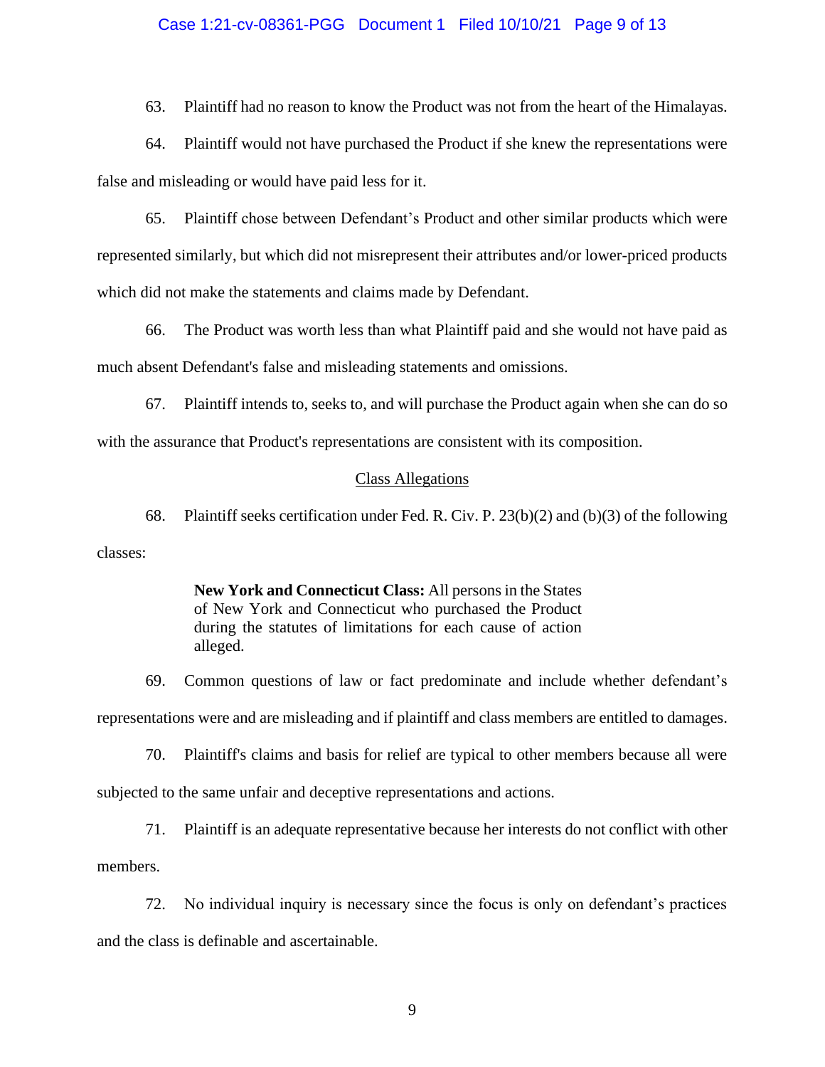63. Plaintiff had no reason to know the Product was not from the heart of the Himalayas.

64. Plaintiff would not have purchased the Product if she knew the representations were false and misleading or would have paid less for it.

65. Plaintiff chose between Defendant's Product and other similar products which were represented similarly, but which did not misrepresent their attributes and/or lower-priced products which did not make the statements and claims made by Defendant.

66. The Product was worth less than what Plaintiff paid and she would not have paid as much absent Defendant's false and misleading statements and omissions.

67. Plaintiff intends to, seeks to, and will purchase the Product again when she can do so with the assurance that Product's representations are consistent with its composition.

## Class Allegations

68. Plaintiff seeks certification under Fed. R. Civ. P. 23(b)(2) and (b)(3) of the following classes:

> **New York and Connecticut Class:** All persons in the States of New York and Connecticut who purchased the Product during the statutes of limitations for each cause of action alleged.

69. Common questions of law or fact predominate and include whether defendant's representations were and are misleading and if plaintiff and class members are entitled to damages.

70. Plaintiff's claims and basis for relief are typical to other members because all were subjected to the same unfair and deceptive representations and actions.

71. Plaintiff is an adequate representative because her interests do not conflict with other members.

72. No individual inquiry is necessary since the focus is only on defendant's practices and the class is definable and ascertainable.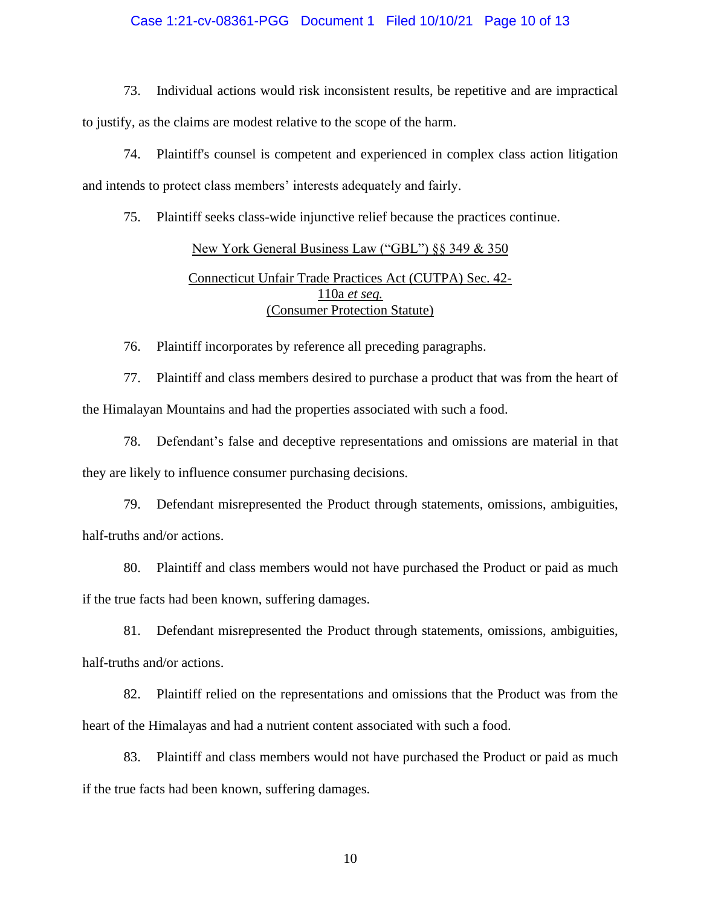73. Individual actions would risk inconsistent results, be repetitive and are impractical to justify, as the claims are modest relative to the scope of the harm.

74. Plaintiff's counsel is competent and experienced in complex class action litigation and intends to protect class members' interests adequately and fairly.

75. Plaintiff seeks class-wide injunctive relief because the practices continue.

<u>New York General Business Law ("GBL") §§ 349 & 350</u>

<u>Connecticut Unfair Trade Practices Act (CUTPA) Sec. 42-110a *et seq.*</u>
<u>(Consumer Protection Statute)</u>

76. Plaintiff incorporates by reference all preceding paragraphs.

77. Plaintiff and class members desired to purchase a product that was from the heart of the Himalayan Mountains and had the properties associated with such a food.

78. Defendant's false and deceptive representations and omissions are material in that they are likely to influence consumer purchasing decisions.

79. Defendant misrepresented the Product through statements, omissions, ambiguities, half-truths and/or actions.

80. Plaintiff and class members would not have purchased the Product or paid as much if the true facts had been known, suffering damages.

81. Defendant misrepresented the Product through statements, omissions, ambiguities, half-truths and/or actions.

82. Plaintiff relied on the representations and omissions that the Product was from the heart of the Himalayas and had a nutrient content associated with such a food.

83. Plaintiff and class members would not have purchased the Product or paid as much if the true facts had been known, suffering damages.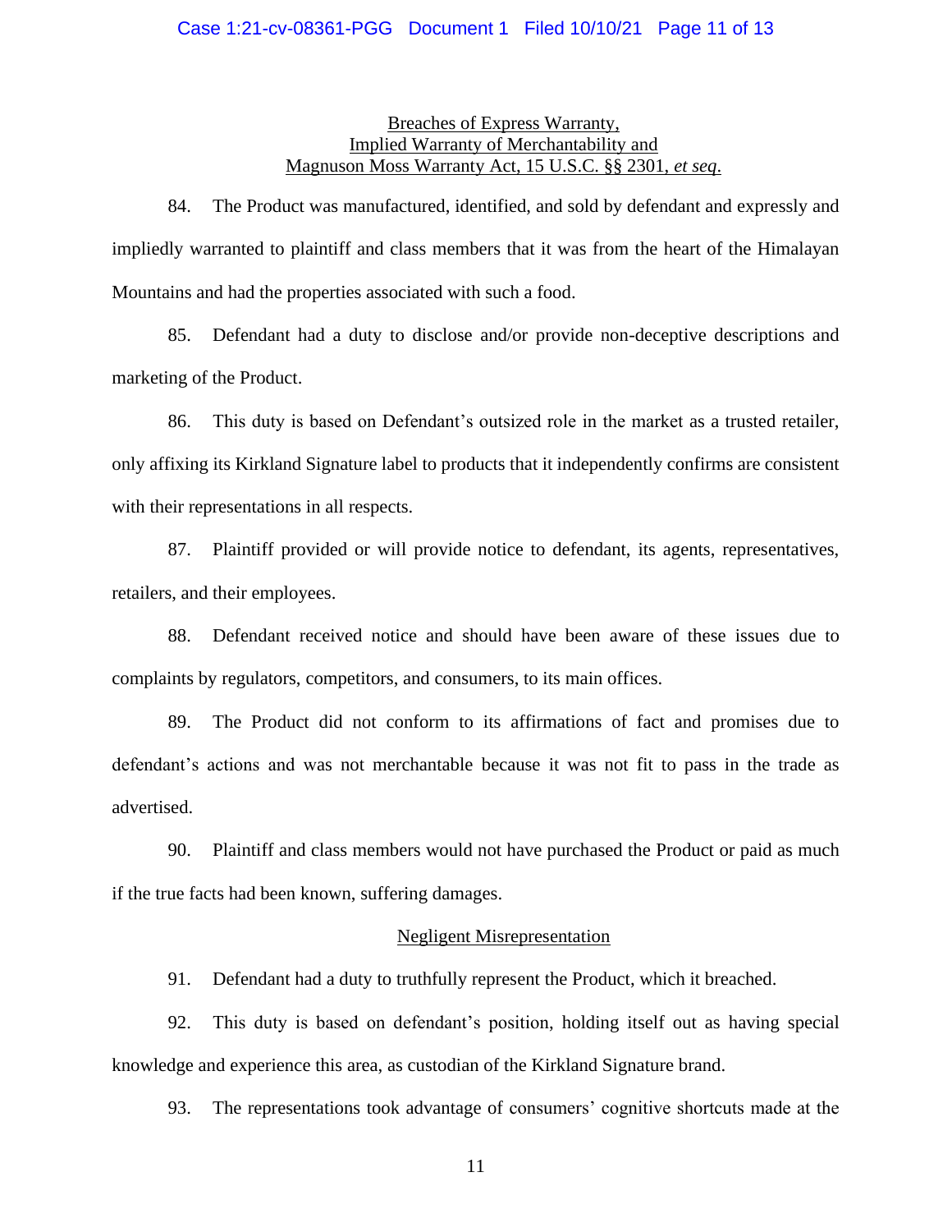<u>Breaches of Express Warranty,
Implied Warranty of Merchantability and
Magnuson Moss Warranty Act, 15 U.S.C. §§ 2301, *et seq*.</u>

84. The Product was manufactured, identified, and sold by defendant and expressly and impliedly warranted to plaintiff and class members that it was from the heart of the Himalayan Mountains and had the properties associated with such a food.

85. Defendant had a duty to disclose and/or provide non-deceptive descriptions and marketing of the Product.

86. This duty is based on Defendant's outsized role in the market as a trusted retailer, only affixing its Kirkland Signature label to products that it independently confirms are consistent with their representations in all respects.

87. Plaintiff provided or will provide notice to defendant, its agents, representatives, retailers, and their employees.

88. Defendant received notice and should have been aware of these issues due to complaints by regulators, competitors, and consumers, to its main offices.

89. The Product did not conform to its affirmations of fact and promises due to defendant's actions and was not merchantable because it was not fit to pass in the trade as advertised.

90. Plaintiff and class members would not have purchased the Product or paid as much if the true facts had been known, suffering damages.

<u>Negligent Misrepresentation</u>

91. Defendant had a duty to truthfully represent the Product, which it breached.

92. This duty is based on defendant's position, holding itself out as having special knowledge and experience this area, as custodian of the Kirkland Signature brand.

93. The representations took advantage of consumers' cognitive shortcuts made at the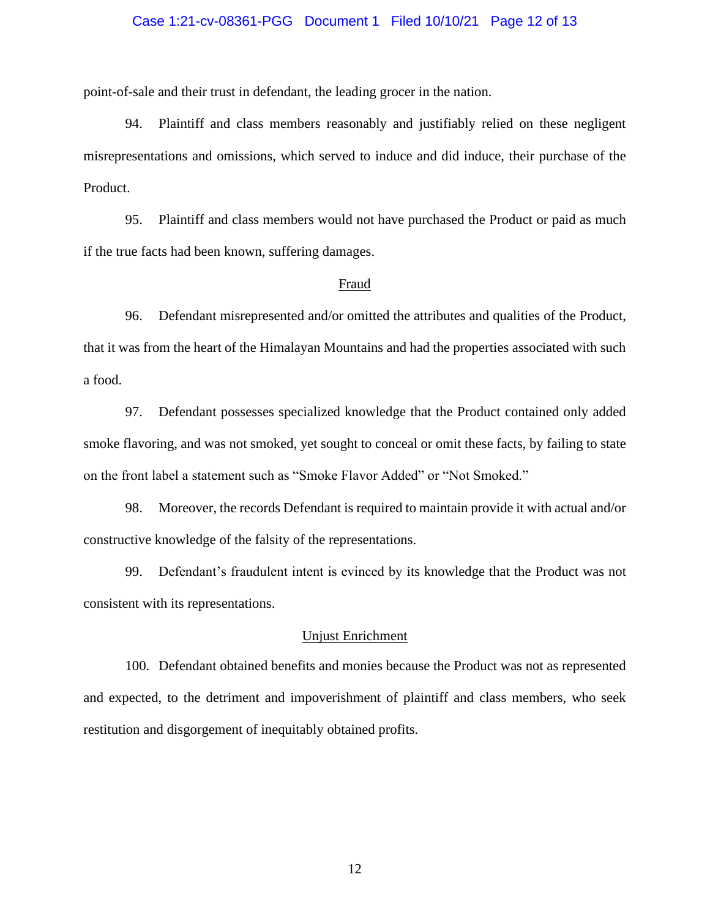point-of-sale and their trust in defendant, the leading grocer in the nation.

94. Plaintiff and class members reasonably and justifiably relied on these negligent misrepresentations and omissions, which served to induce and did induce, their purchase of the Product.

95. Plaintiff and class members would not have purchased the Product or paid as much if the true facts had been known, suffering damages.

<u>Fraud</u>

96. Defendant misrepresented and/or omitted the attributes and qualities of the Product, that it was from the heart of the Himalayan Mountains and had the properties associated with such a food.

97. Defendant possesses specialized knowledge that the Product contained only added smoke flavoring, and was not smoked, yet sought to conceal or omit these facts, by failing to state on the front label a statement such as "Smoke Flavor Added" or "Not Smoked."

98. Moreover, the records Defendant is required to maintain provide it with actual and/or constructive knowledge of the falsity of the representations.

99. Defendant's fraudulent intent is evinced by its knowledge that the Product was not consistent with its representations.

<u>Unjust Enrichment</u>

100. Defendant obtained benefits and monies because the Product was not as represented and expected, to the detriment and impoverishment of plaintiff and class members, who seek restitution and disgorgement of inequitably obtained profits.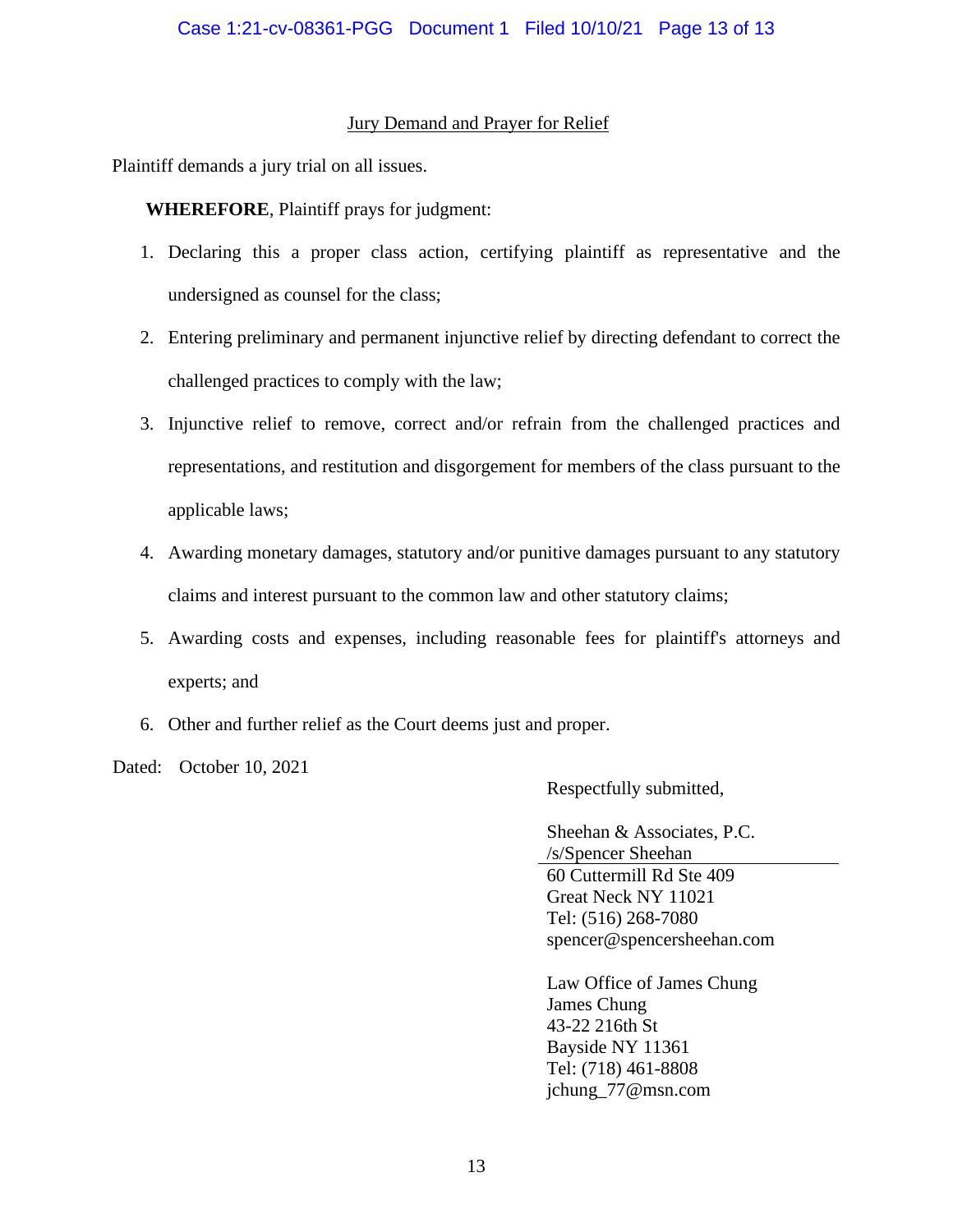## Jury Demand and Prayer for Relief

Plaintiff demands a jury trial on all issues.

**WHEREFORE**, Plaintiff prays for judgment:

1. Declaring this a proper class action, certifying plaintiff as representative and the undersigned as counsel for the class;
2. Entering preliminary and permanent injunctive relief by directing defendant to correct the challenged practices to comply with the law;
3. Injunctive relief to remove, correct and/or refrain from the challenged practices and representations, and restitution and disgorgement for members of the class pursuant to the applicable laws;
4. Awarding monetary damages, statutory and/or punitive damages pursuant to any statutory claims and interest pursuant to the common law and other statutory claims;
5. Awarding costs and expenses, including reasonable fees for plaintiff's attorneys and experts; and
6. Other and further relief as the Court deems just and proper.

Dated: October 10, 2021

Respectfully submitted,

Sheehan & Associates, P.C.
/s/Spencer Sheehan
60 Cuttermill Rd Ste 409
Great Neck NY 11021
Tel: (516) 268-7080
spencer@spencersheehan.com

Law Office of James Chung
James Chung
43-22 216th St
Bayside NY 11361
Tel: (718) 461-8808
jchung_77@msn.com